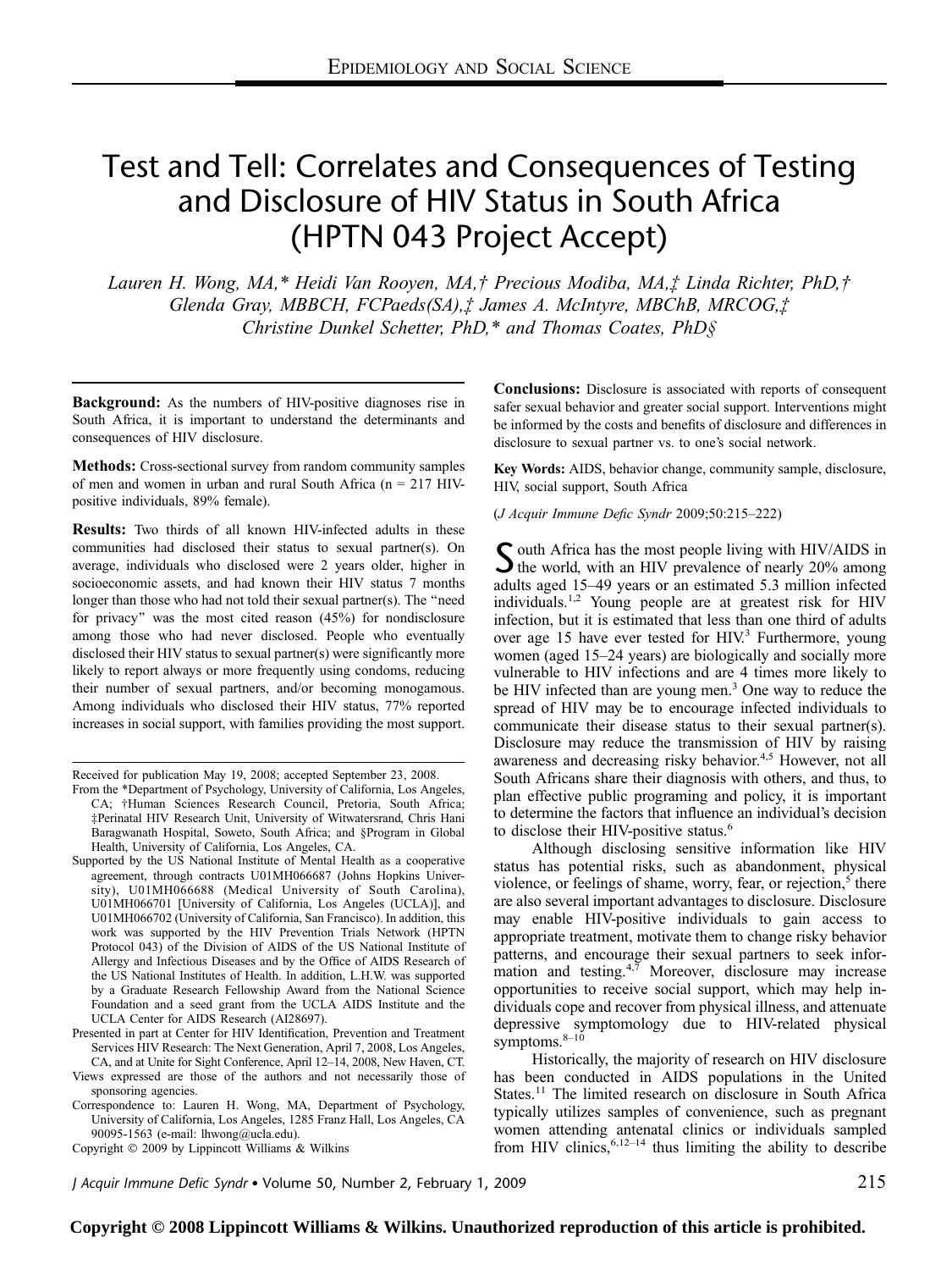# Test and Tell: Correlates and Consequences of Testing and Disclosure of HIV Status in South Africa (HPTN 043 Project Accept)

*Lauren H. Wong, MA,\* Heidi Van Rooyen, MA,† Precious Modiba, MA,‡ Linda Richter, PhD,† Glenda Gray, MBBCH, FCPaeds(SA),‡ James A. McIntyre, MBChB, MRCOG,‡ Christine Dunkel Schetter, PhD,\* and Thomas Coates, PhD§*

**Background:** As the numbers of HIV-positive diagnoses rise in South Africa, it is important to understand the determinants and consequences of HIV disclosure.

**Methods:** Cross-sectional survey from random community samples of men and women in urban and rural South Africa (n = 217 HIV-positive individuals, 89% female).

**Results:** Two thirds of all known HIV-infected adults in these communities had disclosed their status to sexual partner(s). On average, individuals who disclosed were 2 years older, higher in socioeconomic assets, and had known their HIV status 7 months longer than those who had not told their sexual partner(s). The "need for privacy" was the most cited reason (45%) for nondisclosure among those who had never disclosed. People who eventually disclosed their HIV status to sexual partner(s) were significantly more likely to report always or more frequently using condoms, reducing their number of sexual partners, and/or becoming monogamous. Among individuals who disclosed their HIV status, 77% reported increases in social support, with families providing the most support.

**Conclusions:** Disclosure is associated with reports of consequent safer sexual behavior and greater social support. Interventions might be informed by the costs and benefits of disclosure and differences in disclosure to sexual partner vs. to one's social network.

**Key Words:** AIDS, behavior change, community sample, disclosure, HIV, social support, South Africa

(*J Acquir Immune Defic Syndr* 2009;50:215–222)

Received for publication May 19, 2008; accepted September 23, 2008.

From the \*Department of Psychology, University of California, Los Angeles, CA; †Human Sciences Research Council, Pretoria, South Africa; ‡Perinatal HIV Research Unit, University of Witwatersrand, Chris Hani Baragwanath Hospital, Soweto, South Africa; and §Program in Global Health, University of California, Los Angeles, CA.

Supported by the US National Institute of Mental Health as a cooperative agreement, through contracts U01MH066687 (Johns Hopkins University), U01MH066688 (Medical University of South Carolina), U01MH066701 [University of California, Los Angeles (UCLA)], and U01MH066702 (University of California, San Francisco). In addition, this work was supported by the HIV Prevention Trials Network (HPTN Protocol 043) of the Division of AIDS of the US National Institute of Allergy and Infectious Diseases and by the Office of AIDS Research of the US National Institutes of Health. In addition, L.H.W. was supported by a Graduate Research Fellowship Award from the National Science Foundation and a seed grant from the UCLA AIDS Institute and the UCLA Center for AIDS Research (AI28697).

Presented in part at Center for HIV Identification, Prevention and Treatment Services HIV Research: The Next Generation, April 7, 2008, Los Angeles, CA, and at Unite for Sight Conference, April 12–14, 2008, New Haven, CT.

Views expressed are those of the authors and not necessarily those of sponsoring agencies.

Correspondence to: Lauren H. Wong, MA, Department of Psychology, University of California, Los Angeles, 1285 Franz Hall, Los Angeles, CA 90095-1563 (e-mail: lhwong@ucla.edu).

Copyright © 2009 by Lippincott Williams & Wilkins

South Africa has the most people living with HIV/AIDS in the world, with an HIV prevalence of nearly 20% among adults aged 15–49 years or an estimated 5.3 million infected individuals.[1,2] Young people are at greatest risk for HIV infection, but it is estimated that less than one third of adults over age 15 have ever tested for HIV.[3] Furthermore, young women (aged 15–24 years) are biologically and socially more vulnerable to HIV infections and are 4 times more likely to be HIV infected than are young men.[3] One way to reduce the spread of HIV may be to encourage infected individuals to communicate their disease status to their sexual partner(s). Disclosure may reduce the transmission of HIV by raising awareness and decreasing risky behavior.[4,5] However, not all South Africans share their diagnosis with others, and thus, to plan effective public programing and policy, it is important to determine the factors that influence an individual's decision to disclose their HIV-positive status.[6]

Although disclosing sensitive information like HIV status has potential risks, such as abandonment, physical violence, or feelings of shame, worry, fear, or rejection,[5] there are also several important advantages to disclosure. Disclosure may enable HIV-positive individuals to gain access to appropriate treatment, motivate them to change risky behavior patterns, and encourage their sexual partners to seek information and testing.[4,7] Moreover, disclosure may increase opportunities to receive social support, which may help individuals cope and recover from physical illness, and attenuate depressive symptomology due to HIV-related physical symptoms.[8–10]

Historically, the majority of research on HIV disclosure has been conducted in AIDS populations in the United States.[11] The limited research on disclosure in South Africa typically utilizes samples of convenience, such as pregnant women attending antenatal clinics or individuals sampled from HIV clinics,[6,12–14] thus limiting the ability to describe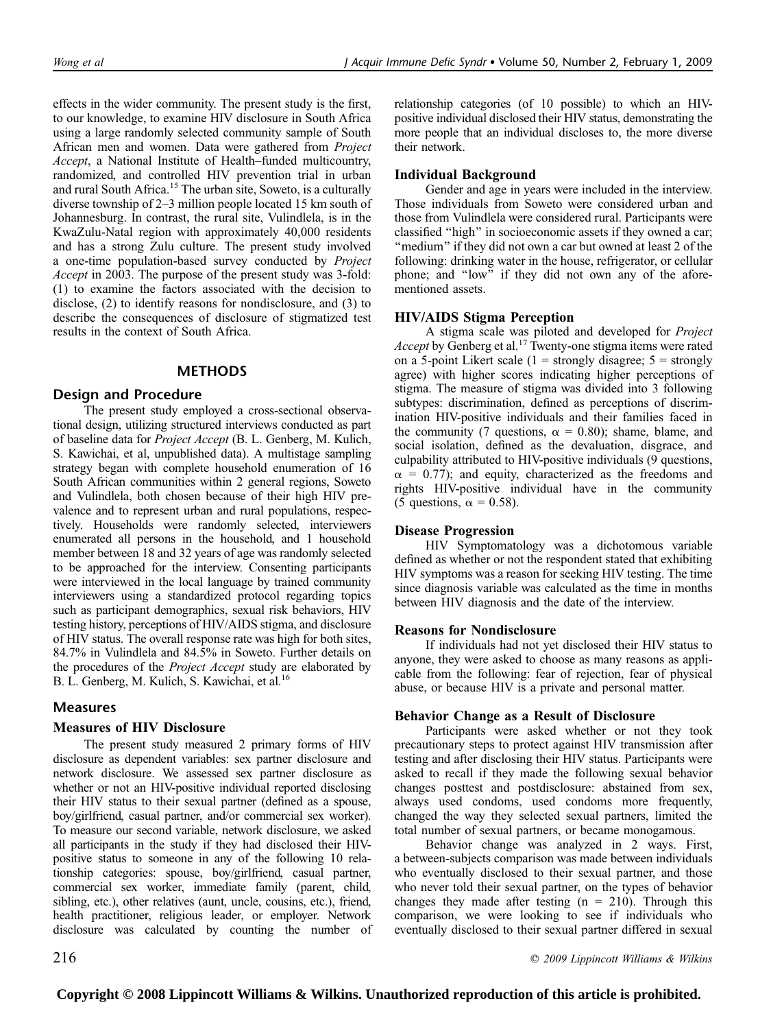effects in the wider community. The present study is the first, to our knowledge, to examine HIV disclosure in South Africa using a large randomly selected community sample of South African men and women. Data were gathered from *Project Accept*, a National Institute of Health–funded multicountry, randomized, and controlled HIV prevention trial in urban and rural South Africa.[15] The urban site, Soweto, is a culturally diverse township of 2–3 million people located 15 km south of Johannesburg. In contrast, the rural site, Vulindlela, is in the KwaZulu-Natal region with approximately 40,000 residents and has a strong Zulu culture. The present study involved a one-time population-based survey conducted by *Project Accept* in 2003. The purpose of the present study was 3-fold: (1) to examine the factors associated with the decision to disclose, (2) to identify reasons for nondisclosure, and (3) to describe the consequences of disclosure of stigmatized test results in the context of South Africa.

## METHODS

### Design and Procedure

The present study employed a cross-sectional observational design, utilizing structured interviews conducted as part of baseline data for *Project Accept* (B. L. Genberg, M. Kulich, S. Kawichai, et al, unpublished data). A multistage sampling strategy began with complete household enumeration of 16 South African communities within 2 general regions, Soweto and Vulindlela, both chosen because of their high HIV prevalence and to represent urban and rural populations, respectively. Households were randomly selected, interviewers enumerated all persons in the household, and 1 household member between 18 and 32 years of age was randomly selected to be approached for the interview. Consenting participants were interviewed in the local language by trained community interviewers using a standardized protocol regarding topics such as participant demographics, sexual risk behaviors, HIV testing history, perceptions of HIV/AIDS stigma, and disclosure of HIV status. The overall response rate was high for both sites, 84.7% in Vulindlela and 84.5% in Soweto. Further details on the procedures of the *Project Accept* study are elaborated by B. L. Genberg, M. Kulich, S. Kawichai, et al.[16]

### Measures

#### Measures of HIV Disclosure

The present study measured 2 primary forms of HIV disclosure as dependent variables: sex partner disclosure and network disclosure. We assessed sex partner disclosure as whether or not an HIV-positive individual reported disclosing their HIV status to their sexual partner (defined as a spouse, boy/girlfriend, casual partner, and/or commercial sex worker). To measure our second variable, network disclosure, we asked all participants in the study if they had disclosed their HIV-positive status to someone in any of the following 10 relationship categories: spouse, boy/girlfriend, casual partner, commercial sex worker, immediate family (parent, child, sibling, etc.), other relatives (aunt, uncle, cousins, etc.), friend, health practitioner, religious leader, or employer. Network disclosure was calculated by counting the number of relationship categories (of 10 possible) to which an HIV-positive individual disclosed their HIV status, demonstrating the more people that an individual discloses to, the more diverse their network.

#### Individual Background

Gender and age in years were included in the interview. Those individuals from Soweto were considered urban and those from Vulindlela were considered rural. Participants were classified "high" in socioeconomic assets if they owned a car; "medium" if they did not own a car but owned at least 2 of the following: drinking water in the house, refrigerator, or cellular phone; and "low" if they did not own any of the aforementioned assets.

#### HIV/AIDS Stigma Perception

A stigma scale was piloted and developed for *Project Accept* by Genberg et al.[17] Twenty-one stigma items were rated on a 5-point Likert scale (1 = strongly disagree; 5 = strongly agree) with higher scores indicating higher perceptions of stigma. The measure of stigma was divided into 3 following subtypes: discrimination, defined as perceptions of discrimination HIV-positive individuals and their families faced in the community (7 questions, $\alpha = 0.80$); shame, blame, and social isolation, defined as the devaluation, disgrace, and culpability attributed to HIV-positive individuals (9 questions, $\alpha = 0.77$); and equity, characterized as the freedoms and rights HIV-positive individual have in the community (5 questions, $\alpha = 0.58$).

#### Disease Progression

HIV Symptomatology was a dichotomous variable defined as whether or not the respondent stated that exhibiting HIV symptoms was a reason for seeking HIV testing. The time since diagnosis variable was calculated as the time in months between HIV diagnosis and the date of the interview.

#### Reasons for Nondisclosure

If individuals had not yet disclosed their HIV status to anyone, they were asked to choose as many reasons as applicable from the following: fear of rejection, fear of physical abuse, or because HIV is a private and personal matter.

#### Behavior Change as a Result of Disclosure

Participants were asked whether or not they took precautionary steps to protect against HIV transmission after testing and after disclosing their HIV status. Participants were asked to recall if they made the following sexual behavior changes posttest and postdisclosure: abstained from sex, always used condoms, used condoms more frequently, changed the way they selected sexual partners, limited the total number of sexual partners, or became monogamous.

Behavior change was analyzed in 2 ways. First, a between-subjects comparison was made between individuals who eventually disclosed to their sexual partner, and those who never told their sexual partner, on the types of behavior changes they made after testing (n = 210). Through this comparison, we were looking to see if individuals who eventually disclosed to their sexual partner differed in sexual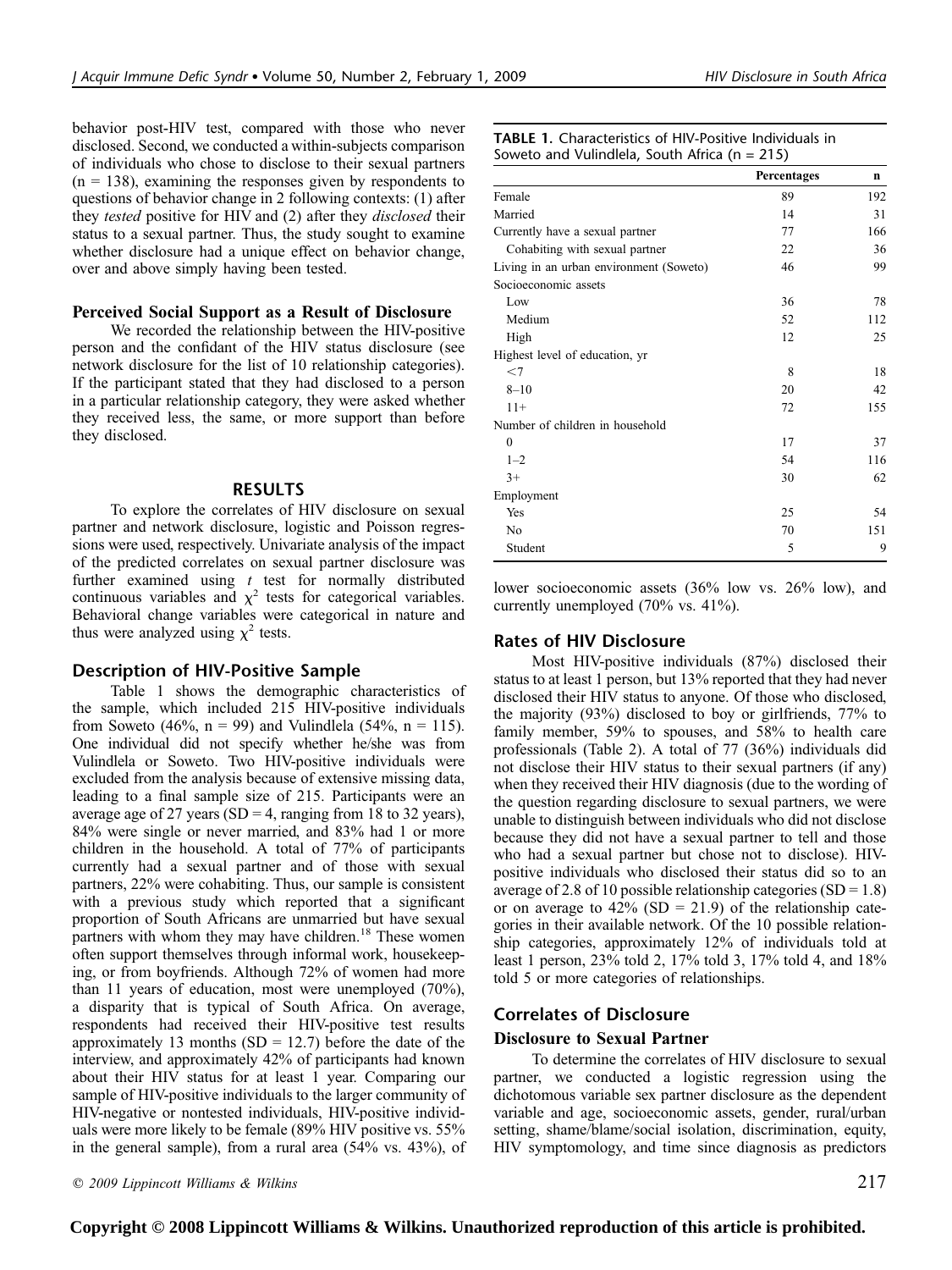behavior post-HIV test, compared with those who never disclosed. Second, we conducted a within-subjects comparison of individuals who chose to disclose to their sexual partners (n = 138), examining the responses given by respondents to questions of behavior change in 2 following contexts: (1) after they *tested* positive for HIV and (2) after they *disclosed* their status to a sexual partner. Thus, the study sought to examine whether disclosure had a unique effect on behavior change, over and above simply having been tested.

### Perceived Social Support as a Result of Disclosure

We recorded the relationship between the HIV-positive person and the confidant of the HIV status disclosure (see network disclosure for the list of 10 relationship categories). If the participant stated that they had disclosed to a person in a particular relationship category, they were asked whether they received less, the same, or more support than before they disclosed.

## RESULTS

To explore the correlates of HIV disclosure on sexual partner and network disclosure, logistic and Poisson regressions were used, respectively. Univariate analysis of the impact of the predicted correlates on sexual partner disclosure was further examined using *t* test for normally distributed continuous variables and $\chi^2$ tests for categorical variables. Behavioral change variables were categorical in nature and thus were analyzed using $\chi^2$ tests.

### Description of HIV-Positive Sample

Table 1 shows the demographic characteristics of the sample, which included 215 HIV-positive individuals from Soweto (46%, n = 99) and Vulindlela (54%, n = 115). One individual did not specify whether he/she was from Vulindlela or Soweto. Two HIV-positive individuals were excluded from the analysis because of extensive missing data, leading to a final sample size of 215. Participants were an average age of 27 years (SD = 4, ranging from 18 to 32 years), 84% were single or never married, and 83% had 1 or more children in the household. A total of 77% of participants currently had a sexual partner and of those with sexual partners, 22% were cohabiting. Thus, our sample is consistent with a previous study which reported that a significant proportion of South Africans are unmarried but have sexual partners with whom they may have children.[18] These women often support themselves through informal work, housekeeping, or from boyfriends. Although 72% of women had more than 11 years of education, most were unemployed (70%), a disparity that is typical of South Africa. On average, respondents had received their HIV-positive test results approximately 13 months (SD = 12.7) before the date of the interview, and approximately 42% of participants had known about their HIV status for at least 1 year. Comparing our sample of HIV-positive individuals to the larger community of HIV-negative or nontested individuals, HIV-positive individuals were more likely to be female (89% HIV positive vs. 55% in the general sample), from a rural area (54% vs. 43%), of lower socioeconomic assets (36% low vs. 26% low), and currently unemployed (70% vs. 41%).

**TABLE 1.** Characteristics of HIV-Positive Individuals in Soweto and Vulindlela, South Africa (n = 215)

| | Percentages | n |
|---|---|---|
| Female | 89 | 192 |
| Married | 14 | 31 |
| Currently have a sexual partner | 77 | 166 |
| Cohabiting with sexual partner | 22 | 36 |
| Living in an urban environment (Soweto) | 46 | 99 |
| Socioeconomic assets | | |
| Low | 36 | 78 |
| Medium | 52 | 112 |
| High | 12 | 25 |
| Highest level of education, yr | | |
| <7 | 8 | 18 |
| 8–10 | 20 | 42 |
| 11+ | 72 | 155 |
| Number of children in household | | |
| 0 | 17 | 37 |
| 1–2 | 54 | 116 |
| 3+ | 30 | 62 |
| Employment | | |
| Yes | 25 | 54 |
| No | 70 | 151 |
| Student | 5 | 9 |

### Rates of HIV Disclosure

Most HIV-positive individuals (87%) disclosed their status to at least 1 person, but 13% reported that they had never disclosed their HIV status to anyone. Of those who disclosed, the majority (93%) disclosed to boy or girlfriends, 77% to family member, 59% to spouses, and 58% to health care professionals (Table 2). A total of 77 (36%) individuals did not disclose their HIV status to their sexual partners (if any) when they received their HIV diagnosis (due to the wording of the question regarding disclosure to sexual partners, we were unable to distinguish between individuals who did not disclose because they did not have a sexual partner to tell and those who had a sexual partner but chose not to disclose). HIV-positive individuals who disclosed their status did so to an average of 2.8 of 10 possible relationship categories (SD = 1.8) or on average to 42% (SD = 21.9) of the relationship categories in their available network. Of the 10 possible relationship categories, approximately 12% of individuals told at least 1 person, 23% told 2, 17% told 3, 17% told 4, and 18% told 5 or more categories of relationships.

### Correlates of Disclosure

#### Disclosure to Sexual Partner

To determine the correlates of HIV disclosure to sexual partner, we conducted a logistic regression using the dichotomous variable sex partner disclosure as the dependent variable and age, socioeconomic assets, gender, rural/urban setting, shame/blame/social isolation, discrimination, equity, HIV symptomology, and time since diagnosis as predictors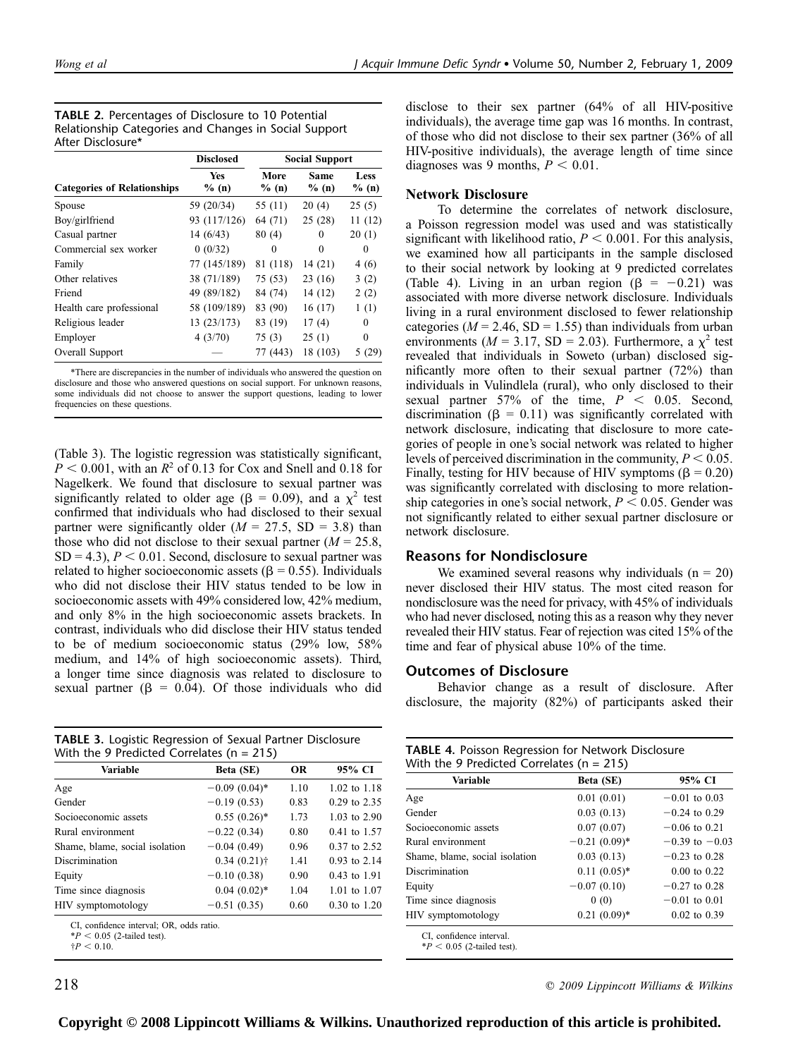**TABLE 2.** Percentages of Disclosure to 10 Potential Relationship Categories and Changes in Social Support After Disclosure*

| Categories of Relationships | Disclosed | Social Support | | |
|---|---|---|---|---|
| | Yes % (n) | More % (n) | Same % (n) | Less % (n) |
| Spouse | 59 (20/34) | 55 (11) | 20 (4) | 25 (5) |
| Boy/girlfriend | 93 (117/126) | 64 (71) | 25 (28) | 11 (12) |
| Casual partner | 14 (6/43) | 80 (4) | 0 | 20 (1) |
| Commercial sex worker | 0 (0/32) | 0 | 0 | 0 |
| Family | 77 (145/189) | 81 (118) | 14 (21) | 4 (6) |
| Other relatives | 38 (71/189) | 75 (53) | 23 (16) | 3 (2) |
| Friend | 49 (89/182) | 84 (74) | 14 (12) | 2 (2) |
| Health care professional | 58 (109/189) | 83 (90) | 16 (17) | 1 (1) |
| Religious leader | 13 (23/173) | 83 (19) | 17 (4) | 0 |
| Employer | 4 (3/70) | 75 (3) | 25 (1) | 0 |
| Overall Support | — | 77 (443) | 18 (103) | 5 (29) |

*There are discrepancies in the number of individuals who answered the question on disclosure and those who answered questions on social support. For unknown reasons, some individuals did not choose to answer the support questions, leading to lower frequencies on these questions.

(Table 3). The logistic regression was statistically significant, $P < 0.001$, with an $R^2$ of 0.13 for Cox and Snell and 0.18 for Nagelkerk. We found that disclosure to sexual partner was significantly related to older age ($\beta = 0.09$), and a $\chi^2$ test confirmed that individuals who had disclosed to their sexual partner were significantly older ($M = 27.5$, $SD = 3.8$) than those who did not disclose to their sexual partner ($M = 25.8$, $SD = 4.3$), $P < 0.01$. Second, disclosure to sexual partner was related to higher socioeconomic assets ($\beta = 0.55$). Individuals who did not disclose their HIV status tended to be low in socioeconomic assets with 49% considered low, 42% medium, and only 8% in the high socioeconomic assets brackets. In contrast, individuals who did disclose their HIV status tended to be of medium socioeconomic status (29% low, 58% medium, and 14% of high socioeconomic assets). Third, a longer time since diagnosis was related to disclosure to sexual partner ($\beta = 0.04$). Of those individuals who did disclose to their sex partner (64% of all HIV-positive individuals), the average time gap was 16 months. In contrast, of those who did not disclose to their sex partner (36% of all HIV-positive individuals), the average length of time since diagnoses was 9 months, $P < 0.01$.

**TABLE 3.** Logistic Regression of Sexual Partner Disclosure With the 9 Predicted Correlates (n = 215)

| Variable | Beta (SE) | OR | 95% CI |
|---|---|---|---|
| Age | −0.09 (0.04)* | 1.10 | 1.02 to 1.18 |
| Gender | −0.19 (0.53) | 0.83 | 0.29 to 2.35 |
| Socioeconomic assets | 0.55 (0.26)* | 1.73 | 1.03 to 2.90 |
| Rural environment | −0.22 (0.34) | 0.80 | 0.41 to 1.57 |
| Shame, blame, social isolation | −0.04 (0.49) | 0.96 | 0.37 to 2.52 |
| Discrimination | 0.34 (0.21)† | 1.41 | 0.93 to 2.14 |
| Equity | −0.10 (0.38) | 0.90 | 0.43 to 1.91 |
| Time since diagnosis | 0.04 (0.02)* | 1.04 | 1.01 to 1.07 |
| HIV symptomotology | −0.51 (0.35) | 0.60 | 0.30 to 1.20 |

CI, confidence interval; OR, odds ratio.
*$P < 0.05$ (2-tailed test).
†$P < 0.10$.

## Network Disclosure

To determine the correlates of network disclosure, a Poisson regression model was used and was statistically significant with likelihood ratio, $P < 0.001$. For this analysis, we examined how all participants in the sample disclosed to their social network by looking at 9 predicted correlates (Table 4). Living in an urban region ($\beta = -0.21$) was associated with more diverse network disclosure. Individuals living in a rural environment disclosed to fewer relationship categories ($M = 2.46$, $SD = 1.55$) than individuals from urban environments ($M = 3.17$, $SD = 2.03$). Furthermore, a $\chi^2$ test revealed that individuals in Soweto (urban) disclosed significantly more often to their sexual partner (72%) than individuals in Vulindlela (rural), who only disclosed to their sexual partner 57% of the time, $P < 0.05$. Second, discrimination ($\beta = 0.11$) was significantly correlated with network disclosure, indicating that disclosure to more categories of people in one's social network was related to higher levels of perceived discrimination in the community, $P < 0.05$. Finally, testing for HIV because of HIV symptoms ($\beta = 0.20$) was significantly correlated with disclosing to more relationship categories in one's social network, $P < 0.05$. Gender was not significantly related to either sexual partner disclosure or network disclosure.

## Reasons for Nondisclosure

We examined several reasons why individuals (n = 20) never disclosed their HIV status. The most cited reason for nondisclosure was the need for privacy, with 45% of individuals who had never disclosed, noting this as a reason why they never revealed their HIV status. Fear of rejection was cited 15% of the time and fear of physical abuse 10% of the time.

## Outcomes of Disclosure

Behavior change as a result of disclosure. After disclosure, the majority (82%) of participants asked their

**TABLE 4.** Poisson Regression for Network Disclosure With the 9 Predicted Correlates (n = 215)

| Variable | Beta (SE) | 95% CI |
|---|---|---|
| Age | 0.01 (0.01) | −0.01 to 0.03 |
| Gender | 0.03 (0.13) | −0.24 to 0.29 |
| Socioeconomic assets | 0.07 (0.07) | −0.06 to 0.21 |
| Rural environment | −0.21 (0.09)* | −0.39 to −0.03 |
| Shame, blame, social isolation | 0.03 (0.13) | −0.23 to 0.28 |
| Discrimination | 0.11 (0.05)* | 0.00 to 0.22 |
| Equity | −0.07 (0.10) | −0.27 to 0.28 |
| Time since diagnosis | 0 (0) | −0.01 to 0.01 |
| HIV symptomotology | 0.21 (0.09)* | 0.02 to 0.39 |

CI, confidence interval.
*$P < 0.05$ (2-tailed test).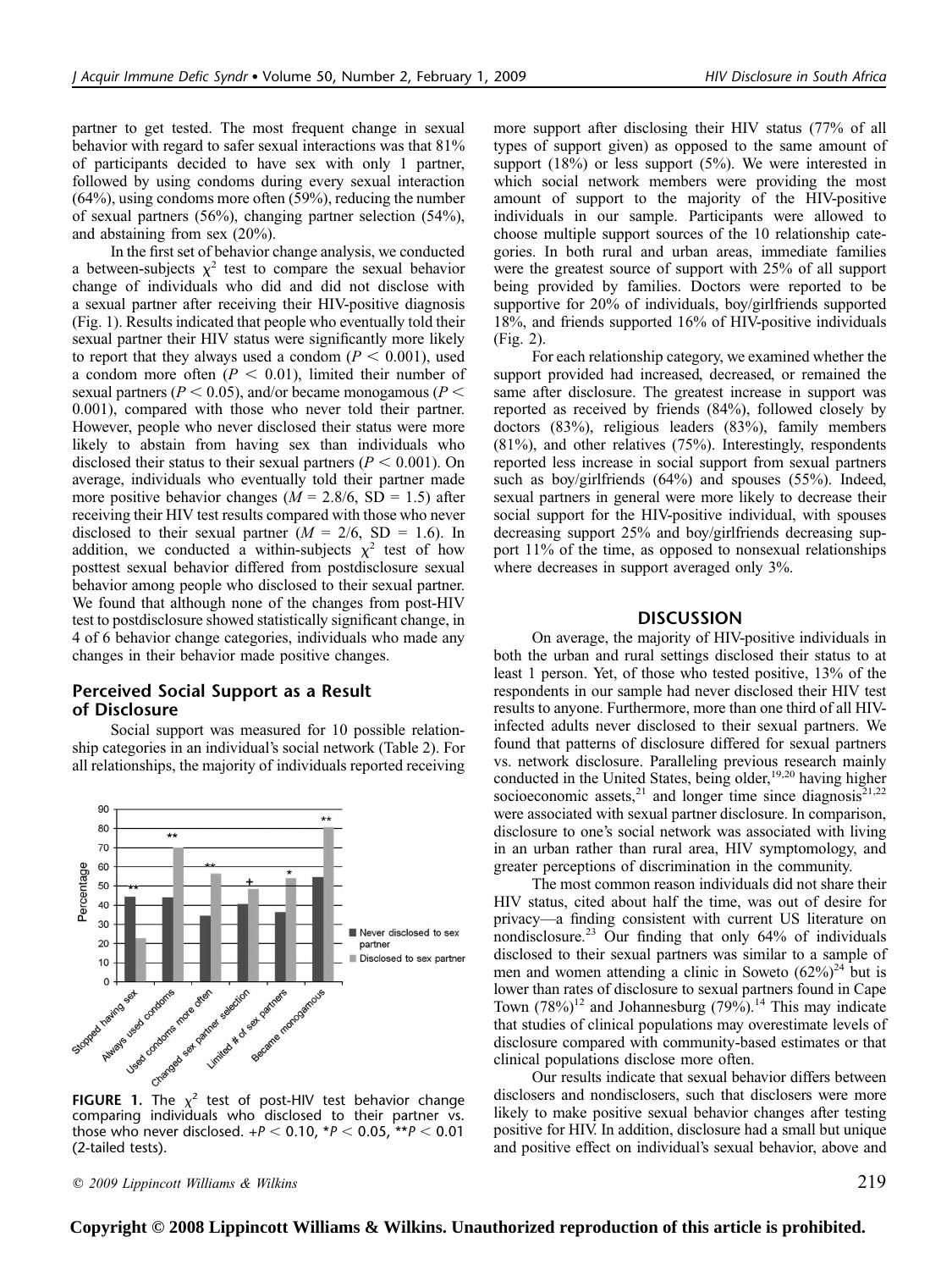partner to get tested. The most frequent change in sexual behavior with regard to safer sexual interactions was that 81% of participants decided to have sex with only 1 partner, followed by using condoms during every sexual interaction (64%), using condoms more often (59%), reducing the number of sexual partners (56%), changing partner selection (54%), and abstaining from sex (20%).

In the first set of behavior change analysis, we conducted a between-subjects $\chi^2$ test to compare the sexual behavior change of individuals who did and did not disclose with a sexual partner after receiving their HIV-positive diagnosis (Fig. 1). Results indicated that people who eventually told their sexual partner their HIV status were significantly more likely to report that they always used a condom ($P < 0.001$), used a condom more often ($P < 0.01$), limited their number of sexual partners ($P < 0.05$), and/or became monogamous ($P < 0.001$), compared with those who never told their partner. However, people who never disclosed their status were more likely to abstain from having sex than individuals who disclosed their status to their sexual partners ($P < 0.001$). On average, individuals who eventually told their partner made more positive behavior changes ($M = 2.8/6$, SD = 1.5) after receiving their HIV test results compared with those who never disclosed to their sexual partner ($M = 2/6$, SD = 1.6). In addition, we conducted a within-subjects $\chi^2$ test of how posttest sexual behavior differed from postdisclosure sexual behavior among people who disclosed to their sexual partner. We found that although none of the changes from post-HIV test to postdisclosure showed statistically significant change, in 4 of 6 behavior change categories, individuals who made any changes in their behavior made positive changes.

### Perceived Social Support as a Result of Disclosure

Social support was measured for 10 possible relationship categories in an individual's social network (Table 2). For all relationships, the majority of individuals reported receiving more support after disclosing their HIV status (77% of all types of support given) as opposed to the same amount of support (18%) or less support (5%). We were interested in which social network members were providing the most amount of support to the majority of the HIV-positive individuals in our sample. Participants were allowed to choose multiple support sources of the 10 relationship categories. In both rural and urban areas, immediate families were the greatest source of support with 25% of all support being provided by families. Doctors were reported to be supportive for 20% of individuals, boy/girlfriends supported 18%, and friends supported 16% of HIV-positive individuals (Fig. 2).

For each relationship category, we examined whether the support provided had increased, decreased, or remained the same after disclosure. The greatest increase in support was reported as received by friends (84%), followed closely by doctors (83%), religious leaders (83%), family members (81%), and other relatives (75%). Interestingly, respondents reported less increase in social support from sexual partners such as boy/girlfriends (64%) and spouses (55%). Indeed, sexual partners in general were more likely to decrease their social support for the HIV-positive individual, with spouses decreasing support 25% and boy/girlfriends decreasing support 11% of the time, as opposed to nonsexual relationships where decreases in support averaged only 3%.

**FIGURE 1.** The $\chi^2$ test of post-HIV test behavior change comparing individuals who disclosed to their partner vs. those who never disclosed. $+P < 0.10$, $*P < 0.05$, $**P < 0.01$ (2-tailed tests).

## DISCUSSION

On average, the majority of HIV-positive individuals in both the urban and rural settings disclosed their status to at least 1 person. Yet, of those who tested positive, 13% of the respondents in our sample had never disclosed their HIV test results to anyone. Furthermore, more than one third of all HIV-infected adults never disclosed to their sexual partners. We found that patterns of disclosure differed for sexual partners vs. network disclosure. Paralleling previous research mainly conducted in the United States, being older,[19,20] having higher socioeconomic assets,[21] and longer time since diagnosis[21,22] were associated with sexual partner disclosure. In comparison, disclosure to one's social network was associated with living in an urban rather than rural area, HIV symptomology, and greater perceptions of discrimination in the community.

The most common reason individuals did not share their HIV status, cited about half the time, was out of desire for privacy—a finding consistent with current US literature on nondisclosure.[23] Our finding that only 64% of individuals disclosed to their sexual partners was similar to a sample of men and women attending a clinic in Soweto (62%)[24] but is lower than rates of disclosure to sexual partners found in Cape Town (78%)[12] and Johannesburg (79%).[14] This may indicate that studies of clinical populations may overestimate levels of disclosure compared with community-based estimates or that clinical populations disclose more often.

Our results indicate that sexual behavior differs between disclosers and nondisclosers, such that disclosers were more likely to make positive sexual behavior changes after testing positive for HIV. In addition, disclosure had a small but unique and positive effect on individual's sexual behavior, above and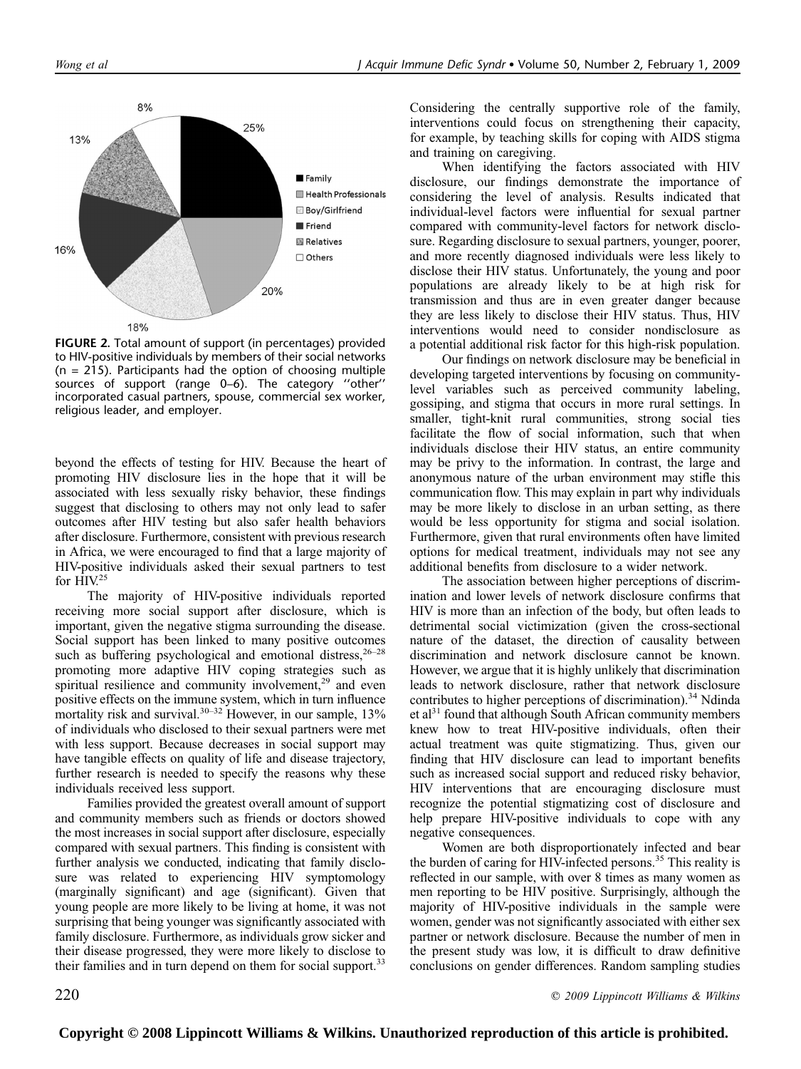**FIGURE 2.** Total amount of support (in percentages) provided to HIV-positive individuals by members of their social networks (n = 215). Participants had the option of choosing multiple sources of support (range 0–6). The category ''other'' incorporated casual partners, spouse, commercial sex worker, religious leader, and employer.

beyond the effects of testing for HIV. Because the heart of promoting HIV disclosure lies in the hope that it will be associated with less sexually risky behavior, these findings suggest that disclosing to others may not only lead to safer outcomes after HIV testing but also safer health behaviors after disclosure. Furthermore, consistent with previous research in Africa, we were encouraged to find that a large majority of HIV-positive individuals asked their sexual partners to test for HIV.[25]

The majority of HIV-positive individuals reported receiving more social support after disclosure, which is important, given the negative stigma surrounding the disease. Social support has been linked to many positive outcomes such as buffering psychological and emotional distress,[26–28] promoting more adaptive HIV coping strategies such as spiritual resilience and community involvement,[29] and even positive effects on the immune system, which in turn influence mortality risk and survival.[30–32] However, in our sample, 13% of individuals who disclosed to their sexual partners were met with less support. Because decreases in social support may have tangible effects on quality of life and disease trajectory, further research is needed to specify the reasons why these individuals received less support.

Families provided the greatest overall amount of support and community members such as friends or doctors showed the most increases in social support after disclosure, especially compared with sexual partners. This finding is consistent with further analysis we conducted, indicating that family disclosure was related to experiencing HIV symptomology (marginally significant) and age (significant). Given that young people are more likely to be living at home, it was not surprising that being younger was significantly associated with family disclosure. Furthermore, as individuals grow sicker and their disease progressed, they were more likely to disclose to their families and in turn depend on them for social support.[33] Considering the centrally supportive role of the family, interventions could focus on strengthening their capacity, for example, by teaching skills for coping with AIDS stigma and training on caregiving.

When identifying the factors associated with HIV disclosure, our findings demonstrate the importance of considering the level of analysis. Results indicated that individual-level factors were influential for sexual partner compared with community-level factors for network disclosure. Regarding disclosure to sexual partners, younger, poorer, and more recently diagnosed individuals were less likely to disclose their HIV status. Unfortunately, the young and poor populations are already likely to be at high risk for transmission and thus are in even greater danger because they are less likely to disclose their HIV status. Thus, HIV interventions would need to consider nondisclosure as a potential additional risk factor for this high-risk population.

Our findings on network disclosure may be beneficial in developing targeted interventions by focusing on community-level variables such as perceived community labeling, gossiping, and stigma that occurs in more rural settings. In smaller, tight-knit rural communities, strong social ties facilitate the flow of social information, such that when individuals disclose their HIV status, an entire community may be privy to the information. In contrast, the large and anonymous nature of the urban environment may stifle this communication flow. This may explain in part why individuals may be more likely to disclose in an urban setting, as there would be less opportunity for stigma and social isolation. Furthermore, given that rural environments often have limited options for medical treatment, individuals may not see any additional benefits from disclosure to a wider network.

The association between higher perceptions of discrimination and lower levels of network disclosure confirms that HIV is more than an infection of the body, but often leads to detrimental social victimization (given the cross-sectional nature of the dataset, the direction of causality between discrimination and network disclosure cannot be known. However, we argue that it is highly unlikely that discrimination leads to network disclosure, rather that network disclosure contributes to higher perceptions of discrimination).[34] Ndinda et al[31] found that although South African community members knew how to treat HIV-positive individuals, often their actual treatment was quite stigmatizing. Thus, given our finding that HIV disclosure can lead to important benefits such as increased social support and reduced risky behavior, HIV interventions that are encouraging disclosure must recognize the potential stigmatizing cost of disclosure and help prepare HIV-positive individuals to cope with any negative consequences.

Women are both disproportionately infected and bear the burden of caring for HIV-infected persons.[35] This reality is reflected in our sample, with over 8 times as many women as men reporting to be HIV positive. Surprisingly, although the majority of HIV-positive individuals in the sample were women, gender was not significantly associated with either sex partner or network disclosure. Because the number of men in the present study was low, it is difficult to draw definitive conclusions on gender differences. Random sampling studies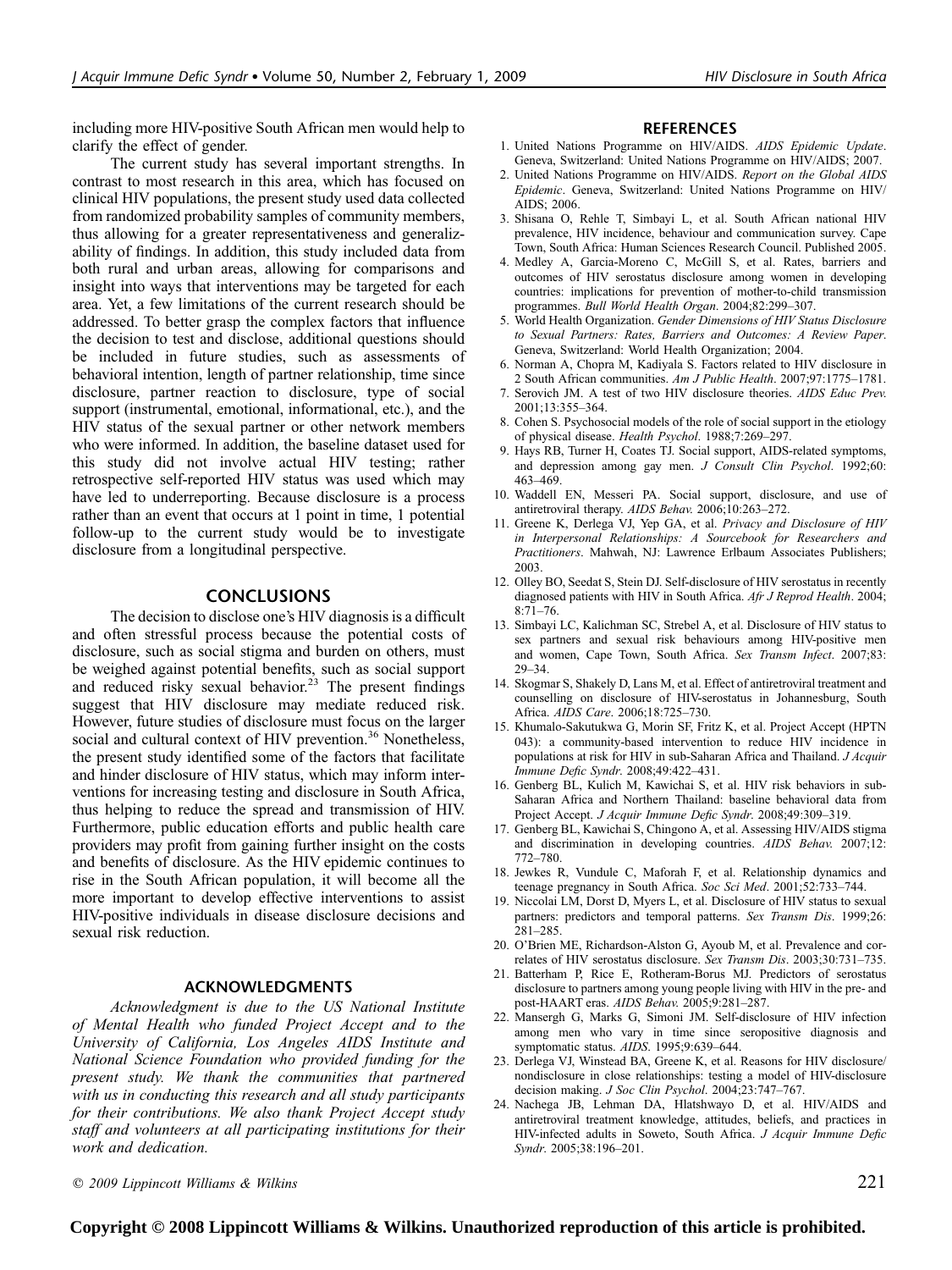including more HIV-positive South African men would help to clarify the effect of gender.

The current study has several important strengths. In contrast to most research in this area, which has focused on clinical HIV populations, the present study used data collected from randomized probability samples of community members, thus allowing for a greater representativeness and generalizability of findings. In addition, this study included data from both rural and urban areas, allowing for comparisons and insight into ways that interventions may be targeted for each area. Yet, a few limitations of the current research should be addressed. To better grasp the complex factors that influence the decision to test and disclose, additional questions should be included in future studies, such as assessments of behavioral intention, length of partner relationship, time since disclosure, partner reaction to disclosure, type of social support (instrumental, emotional, informational, etc.), and the HIV status of the sexual partner or other network members who were informed. In addition, the baseline dataset used for this study did not involve actual HIV testing; rather retrospective self-reported HIV status was used which may have led to underreporting. Because disclosure is a process rather than an event that occurs at 1 point in time, 1 potential follow-up to the current study would be to investigate disclosure from a longitudinal perspective.

## CONCLUSIONS

The decision to disclose one's HIV diagnosis is a difficult and often stressful process because the potential costs of disclosure, such as social stigma and burden on others, must be weighed against potential benefits, such as social support and reduced risky sexual behavior.[23] The present findings suggest that HIV disclosure may mediate reduced risk. However, future studies of disclosure must focus on the larger social and cultural context of HIV prevention.[36] Nonetheless, the present study identified some of the factors that facilitate and hinder disclosure of HIV status, which may inform interventions for increasing testing and disclosure in South Africa, thus helping to reduce the spread and transmission of HIV. Furthermore, public education efforts and public health care providers may profit from gaining further insight on the costs and benefits of disclosure. As the HIV epidemic continues to rise in the South African population, it will become all the more important to develop effective interventions to assist HIV-positive individuals in disease disclosure decisions and sexual risk reduction.

## ACKNOWLEDGMENTS

*Acknowledgment is due to the US National Institute of Mental Health who funded Project Accept and to the University of California, Los Angeles AIDS Institute and National Science Foundation who provided funding for the present study. We thank the communities that partnered with us in conducting this research and all study participants for their contributions. We also thank Project Accept study staff and volunteers at all participating institutions for their work and dedication.*

## REFERENCES

1. United Nations Programme on HIV/AIDS. *AIDS Epidemic Update*. Geneva, Switzerland: United Nations Programme on HIV/AIDS; 2007.
2. United Nations Programme on HIV/AIDS. *Report on the Global AIDS Epidemic*. Geneva, Switzerland: United Nations Programme on HIV/AIDS; 2006.
3. Shisana O, Rehle T, Simbayi L, et al. South African national HIV prevalence, HIV incidence, behaviour and communication survey. Cape Town, South Africa: Human Sciences Research Council. Published 2005.
4. Medley A, Garcia-Moreno C, McGill S, et al. Rates, barriers and outcomes of HIV serostatus disclosure among women in developing countries: implications for prevention of mother-to-child transmission programmes. *Bull World Health Organ*. 2004;82:299–307.
5. World Health Organization. *Gender Dimensions of HIV Status Disclosure to Sexual Partners: Rates, Barriers and Outcomes: A Review Paper*. Geneva, Switzerland: World Health Organization; 2004.
6. Norman A, Chopra M, Kadiyala S. Factors related to HIV disclosure in 2 South African communities. *Am J Public Health*. 2007;97:1775–1781.
7. Serovich JM. A test of two HIV disclosure theories. *AIDS Educ Prev.* 2001;13:355–364.
8. Cohen S. Psychosocial models of the role of social support in the etiology of physical disease. *Health Psychol*. 1988;7:269–297.
9. Hays RB, Turner H, Coates TJ. Social support, AIDS-related symptoms, and depression among gay men. *J Consult Clin Psychol*. 1992;60: 463–469.
10. Waddell EN, Messeri PA. Social support, disclosure, and use of antiretroviral therapy. *AIDS Behav.* 2006;10:263–272.
11. Greene K, Derlega VJ, Yep GA, et al. *Privacy and Disclosure of HIV in Interpersonal Relationships: A Sourcebook for Researchers and Practitioners*. Mahwah, NJ: Lawrence Erlbaum Associates Publishers; 2003.
12. Olley BO, Seedat S, Stein DJ. Self-disclosure of HIV serostatus in recently diagnosed patients with HIV in South Africa. *Afr J Reprod Health*. 2004; 8:71–76.
13. Simbayi LC, Kalichman SC, Strebel A, et al. Disclosure of HIV status to sex partners and sexual risk behaviours among HIV-positive men and women, Cape Town, South Africa. *Sex Transm Infect*. 2007;83: 29–34.
14. Skogmar S, Shakely D, Lans M, et al. Effect of antiretroviral treatment and counselling on disclosure of HIV-serostatus in Johannesburg, South Africa. *AIDS Care*. 2006;18:725–730.
15. Khumalo-Sakutukwa G, Morin SF, Fritz K, et al. Project Accept (HPTN 043): a community-based intervention to reduce HIV incidence in populations at risk for HIV in sub-Saharan Africa and Thailand. *J Acquir Immune Defic Syndr.* 2008;49:422–431.
16. Genberg BL, Kulich M, Kawichai S, et al. HIV risk behaviors in sub-Saharan Africa and Northern Thailand: baseline behavioral data from Project Accept. *J Acquir Immune Defic Syndr.* 2008;49:309–319.
17. Genberg BL, Kawichai S, Chingono A, et al. Assessing HIV/AIDS stigma and discrimination in developing countries. *AIDS Behav.* 2007;12: 772–780.
18. Jewkes R, Vundule C, Maforah F, et al. Relationship dynamics and teenage pregnancy in South Africa. *Soc Sci Med*. 2001;52:733–744.
19. Niccolai LM, Dorst D, Myers L, et al. Disclosure of HIV status to sexual partners: predictors and temporal patterns. *Sex Transm Dis*. 1999;26: 281–285.
20. O'Brien ME, Richardson-Alston G, Ayoub M, et al. Prevalence and correlates of HIV serostatus disclosure. *Sex Transm Dis*. 2003;30:731–735.
21. Batterham P, Rice E, Rotheram-Borus MJ. Predictors of serostatus disclosure to partners among young people living with HIV in the pre- and post-HAART eras. *AIDS Behav.* 2005;9:281–287.
22. Mansergh G, Marks G, Simoni JM. Self-disclosure of HIV infection among men who vary in time since seropositive diagnosis and symptomatic status. *AIDS*. 1995;9:639–644.
23. Derlega VJ, Winstead BA, Greene K, et al. Reasons for HIV disclosure/nondisclosure in close relationships: testing a model of HIV-disclosure decision making. *J Soc Clin Psychol*. 2004;23:747–767.
24. Nachega JB, Lehman DA, Hlatshwayo D, et al. HIV/AIDS and antiretroviral treatment knowledge, attitudes, beliefs, and practices in HIV-infected adults in Soweto, South Africa. *J Acquir Immune Defic Syndr.* 2005;38:196–201.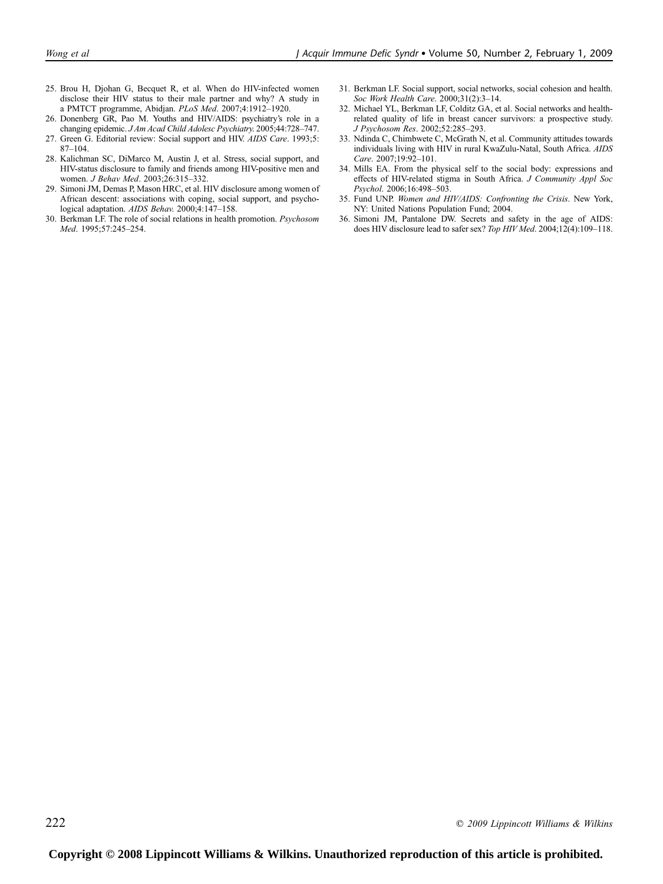25. Brou H, Djohan G, Becquet R, et al. When do HIV-infected women disclose their HIV status to their male partner and why? A study in a PMTCT programme, Abidjan. *PLoS Med*. 2007;4:1912–1920.
26. Donenberg GR, Pao M. Youths and HIV/AIDS: psychiatry's role in a changing epidemic. *J Am Acad Child Adolesc Psychiatry.* 2005;44:728–747.
27. Green G. Editorial review: Social support and HIV. *AIDS Care*. 1993;5: 87–104.
28. Kalichman SC, DiMarco M, Austin J, et al. Stress, social support, and HIV-status disclosure to family and friends among HIV-positive men and women. *J Behav Med*. 2003;26:315–332.
29. Simoni JM, Demas P, Mason HRC, et al. HIV disclosure among women of African descent: associations with coping, social support, and psychological adaptation. *AIDS Behav.* 2000;4:147–158.
30. Berkman LF. The role of social relations in health promotion. *Psychosom Med*. 1995;57:245–254.
31. Berkman LF. Social support, social networks, social cohesion and health. *Soc Work Health Care*. 2000;31(2):3–14.
32. Michael YL, Berkman LF, Colditz GA, et al. Social networks and health-related quality of life in breast cancer survivors: a prospective study. *J Psychosom Res*. 2002;52:285–293.
33. Ndinda C, Chimbwete C, McGrath N, et al. Community attitudes towards individuals living with HIV in rural KwaZulu-Natal, South Africa. *AIDS Care*. 2007;19:92–101.
34. Mills EA. From the physical self to the social body: expressions and effects of HIV-related stigma in South Africa. *J Community Appl Soc Psychol*. 2006;16:498–503.
35. Fund UNP. *Women and HIV/AIDS: Confronting the Crisis*. New York, NY: United Nations Population Fund; 2004.
36. Simoni JM, Pantalone DW. Secrets and safety in the age of AIDS: does HIV disclosure lead to safer sex? *Top HIV Med*. 2004;12(4):109–118.